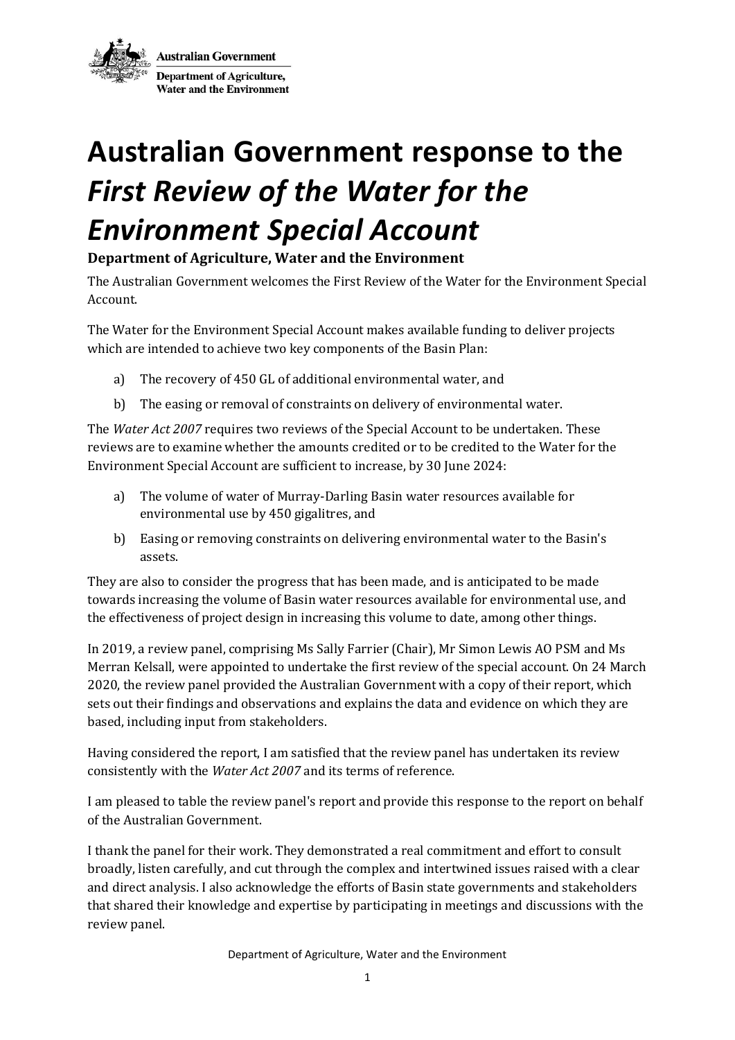Australian Government

Department of Agriculture, Water and the Environment

# Australian Government response to the *First Review of the Water for the Environment Special Account*

### Department of Agriculture, Water and the Environment

The Australian Government welcomes the First Review of the Water for the Environment Special Account.

The Water for the Environment Special Account makes available funding to deliver projects which are intended to achieve two key components of the Basin Plan:

a) The recovery of 450 GL of additional environmental water, and

b) The easing or removal of constraints on delivery of environmental water.

The *Water Act 2007* requires two reviews of the Special Account to be undertaken. These reviews are to examine whether the amounts credited or to be credited to the Water for the Environment Special Account are sufficient to increase, by 30 June 2024:

a) The volume of water of Murray-Darling Basin water resources available for environmental use by 450 gigalitres, and

b) Easing or removing constraints on delivering environmental water to the Basin's assets.

They are also to consider the progress that has been made, and is anticipated to be made towards increasing the volume of Basin water resources available for environmental use, and the effectiveness of project design in increasing this volume to date, among other things.

In 2019, a review panel, comprising Ms Sally Farrier (Chair), Mr Simon Lewis AO PSM and Ms Merran Kelsall, were appointed to undertake the first review of the special account. On 24 March 2020, the review panel provided the Australian Government with a copy of their report, which sets out their findings and observations and explains the data and evidence on which they are based, including input from stakeholders.

Having considered the report, I am satisfied that the review panel has undertaken its review consistently with the *Water Act 2007* and its terms of reference.

I am pleased to table the review panel's report and provide this response to the report on behalf of the Australian Government.

I thank the panel for their work. They demonstrated a real commitment and effort to consult broadly, listen carefully, and cut through the complex and intertwined issues raised with a clear and direct analysis. I also acknowledge the efforts of Basin state governments and stakeholders that shared their knowledge and expertise by participating in meetings and discussions with the review panel.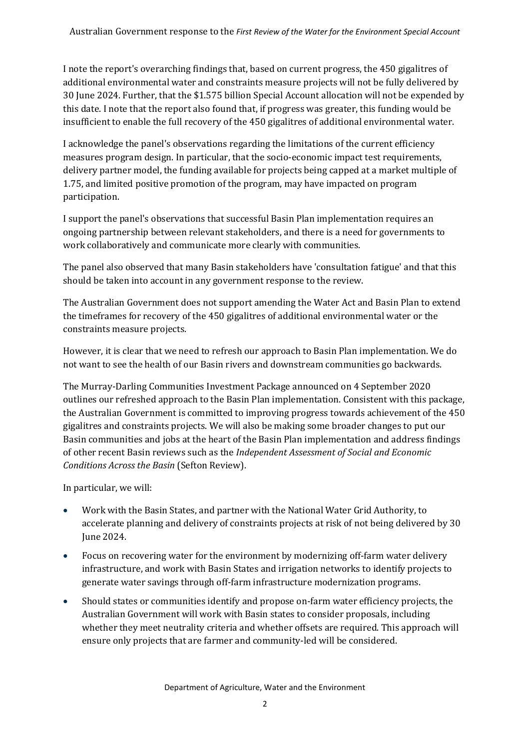I note the report's overarching findings that, based on current progress, the 450 gigalitres of additional environmental water and constraints measure projects will not be fully delivered by 30 June 2024. Further, that the $1.575 billion Special Account allocation will not be expended by this date. I note that the report also found that, if progress was greater, this funding would be insufficient to enable the full recovery of the 450 gigalitres of additional environmental water.

I acknowledge the panel's observations regarding the limitations of the current efficiency measures program design. In particular, that the socio-economic impact test requirements, delivery partner model, the funding available for projects being capped at a market multiple of 1.75, and limited positive promotion of the program, may have impacted on program participation.

I support the panel's observations that successful Basin Plan implementation requires an ongoing partnership between relevant stakeholders, and there is a need for governments to work collaboratively and communicate more clearly with communities.

The panel also observed that many Basin stakeholders have 'consultation fatigue' and that this should be taken into account in any government response to the review.

The Australian Government does not support amending the Water Act and Basin Plan to extend the timeframes for recovery of the 450 gigalitres of additional environmental water or the constraints measure projects.

However, it is clear that we need to refresh our approach to Basin Plan implementation. We do not want to see the health of our Basin rivers and downstream communities go backwards.

The Murray-Darling Communities Investment Package announced on 4 September 2020 outlines our refreshed approach to the Basin Plan implementation. Consistent with this package, the Australian Government is committed to improving progress towards achievement of the 450 gigalitres and constraints projects. We will also be making some broader changes to put our Basin communities and jobs at the heart of the Basin Plan implementation and address findings of other recent Basin reviews such as the *Independent Assessment of Social and Economic Conditions Across the Basin* (Sefton Review).

In particular, we will:

- Work with the Basin States, and partner with the National Water Grid Authority, to accelerate planning and delivery of constraints projects at risk of not being delivered by 30 June 2024.
- Focus on recovering water for the environment by modernizing off-farm water delivery infrastructure, and work with Basin States and irrigation networks to identify projects to generate water savings through off-farm infrastructure modernization programs.
- Should states or communities identify and propose on-farm water efficiency projects, the Australian Government will work with Basin states to consider proposals, including whether they meet neutrality criteria and whether offsets are required. This approach will ensure only projects that are farmer and community-led will be considered.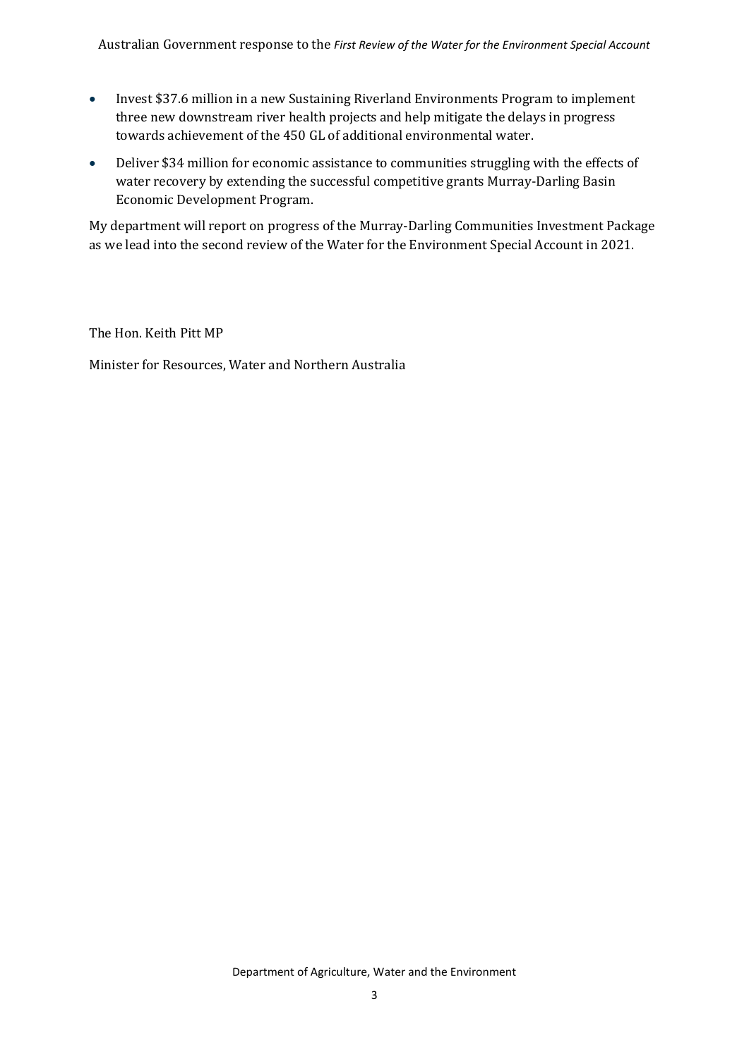- Invest $37.6 million in a new Sustaining Riverland Environments Program to implement three new downstream river health projects and help mitigate the delays in progress towards achievement of the 450 GL of additional environmental water.
- Deliver $34 million for economic assistance to communities struggling with the effects of water recovery by extending the successful competitive grants Murray-Darling Basin Economic Development Program.

My department will report on progress of the Murray-Darling Communities Investment Package as we lead into the second review of the Water for the Environment Special Account in 2021.

The Hon. Keith Pitt MP

Minister for Resources, Water and Northern Australia